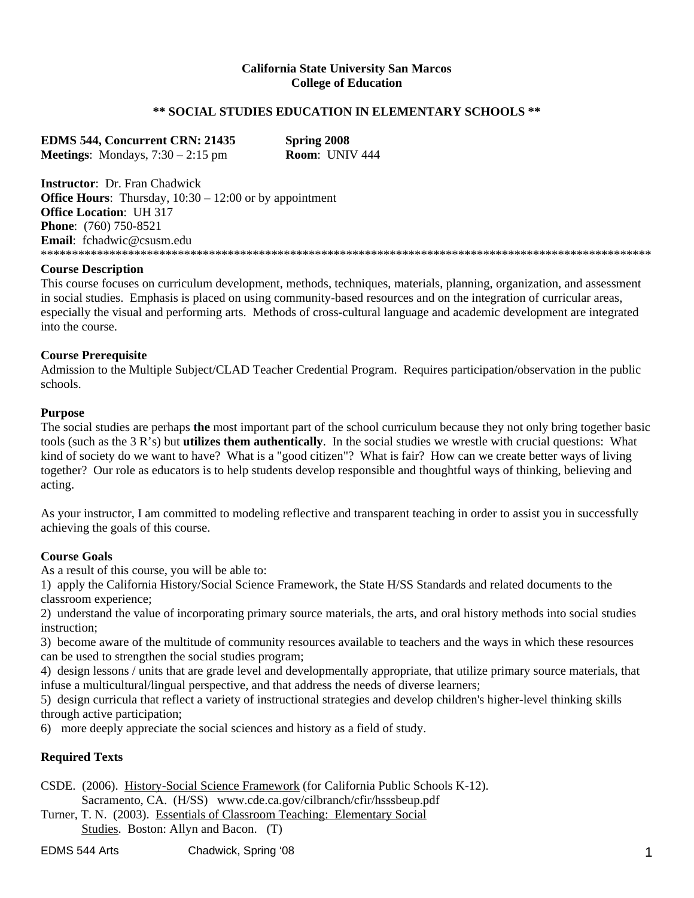**California State University San Marcos**
**College of Education**

**\*\* SOCIAL STUDIES EDUCATION IN ELEMENTARY SCHOOLS \*\***

**EDMS 544, Concurrent CRN: 21435** **Spring 2008**
**Meetings**: Mondays, 7:30 – 2:15 pm **Room**: UNIV 444

**Instructor**: Dr. Fran Chadwick
**Office Hours**: Thursday, 10:30 – 12:00 or by appointment
**Office Location**: UH 317
**Phone**: (760) 750-8521
**Email**: fchadwic@csusm.edu

\*\*\*\*\*\*\*\*\*\*\*\*\*\*\*\*\*\*\*\*\*\*\*\*\*\*\*\*\*\*\*\*\*\*\*\*\*\*\*\*\*\*\*\*\*\*\*\*\*\*\*\*\*\*\*\*\*\*\*\*\*\*\*\*\*\*\*\*\*\*\*\*\*\*\*\*\*\*\*\*\*\*\*\*\*\*\*\*\*\*\*\*\*\*\*\*\*\*\*\*

### Course Description

This course focuses on curriculum development, methods, techniques, materials, planning, organization, and assessment in social studies. Emphasis is placed on using community-based resources and on the integration of curricular areas, especially the visual and performing arts. Methods of cross-cultural language and academic development are integrated into the course.

### Course Prerequisite

Admission to the Multiple Subject/CLAD Teacher Credential Program. Requires participation/observation in the public schools.

### Purpose

The social studies are perhaps **the** most important part of the school curriculum because they not only bring together basic tools (such as the 3 R's) but **utilizes them authentically**. In the social studies we wrestle with crucial questions: What kind of society do we want to have? What is a "good citizen"? What is fair? How can we create better ways of living together? Our role as educators is to help students develop responsible and thoughtful ways of thinking, believing and acting.

As your instructor, I am committed to modeling reflective and transparent teaching in order to assist you in successfully achieving the goals of this course.

### Course Goals

As a result of this course, you will be able to:

1) apply the California History/Social Science Framework, the State H/SS Standards and related documents to the classroom experience;
2) understand the value of incorporating primary source materials, the arts, and oral history methods into social studies instruction;
3) become aware of the multitude of community resources available to teachers and the ways in which these resources can be used to strengthen the social studies program;
4) design lessons / units that are grade level and developmentally appropriate, that utilize primary source materials, that infuse a multicultural/lingual perspective, and that address the needs of diverse learners;
5) design curricula that reflect a variety of instructional strategies and develop children's higher-level thinking skills through active participation;
6) more deeply appreciate the social sciences and history as a field of study.

### Required Texts

CSDE. (2006). History-Social Science Framework (for California Public Schools K-12). Sacramento, CA. (H/SS) www.cde.ca.gov/cilbranch/cfir/hsssbeup.pdf

Turner, T. N. (2003). Essentials of Classroom Teaching: Elementary Social Studies. Boston: Allyn and Bacon. (T)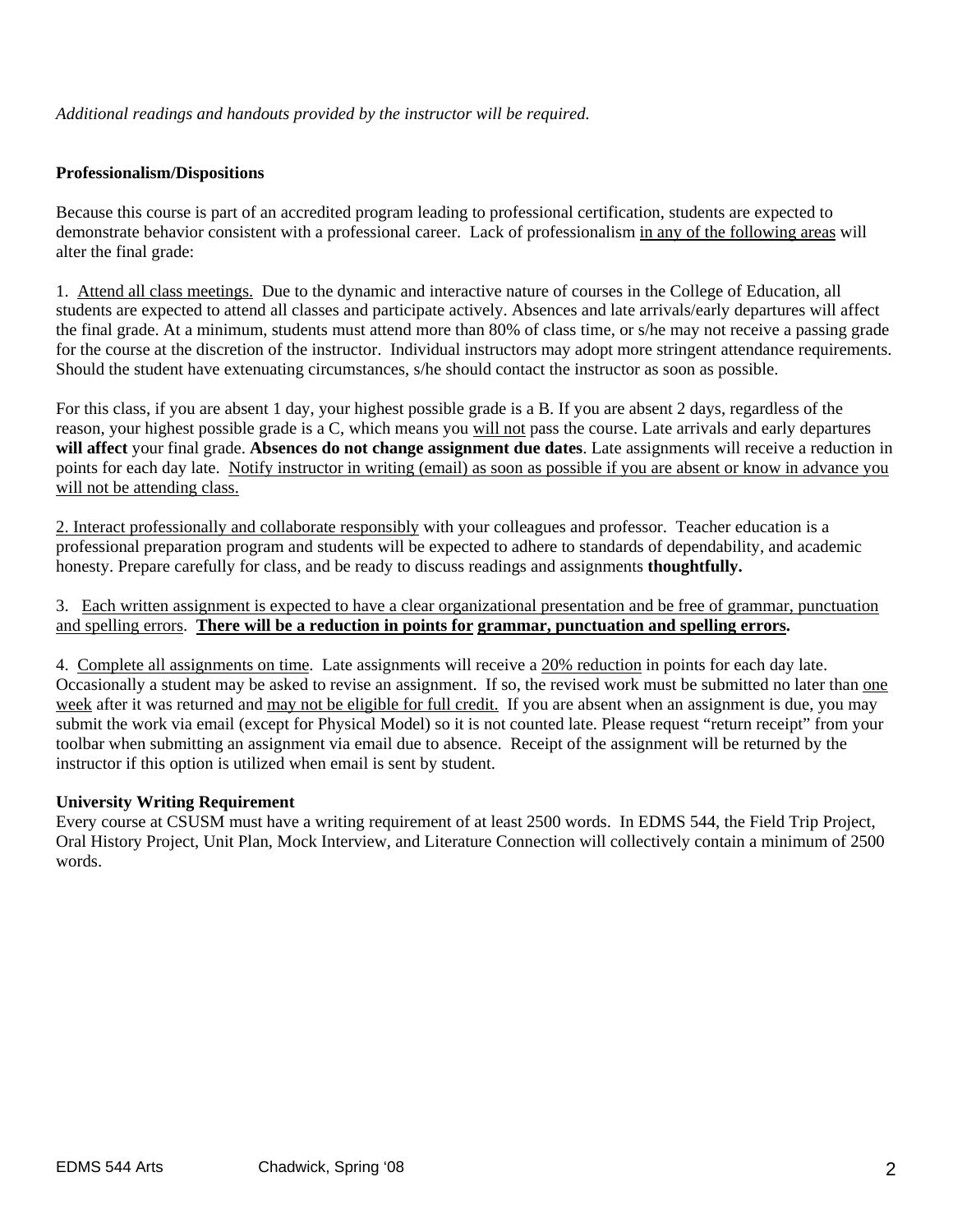*Additional readings and handouts provided by the instructor will be required.*

**Professionalism/Dispositions**

Because this course is part of an accredited program leading to professional certification, students are expected to demonstrate behavior consistent with a professional career. Lack of professionalism in any of the following areas will alter the final grade:

1. Attend all class meetings. Due to the dynamic and interactive nature of courses in the College of Education, all students are expected to attend all classes and participate actively. Absences and late arrivals/early departures will affect the final grade. At a minimum, students must attend more than 80% of class time, or s/he may not receive a passing grade for the course at the discretion of the instructor. Individual instructors may adopt more stringent attendance requirements. Should the student have extenuating circumstances, s/he should contact the instructor as soon as possible.

For this class, if you are absent 1 day, your highest possible grade is a B. If you are absent 2 days, regardless of the reason, your highest possible grade is a C, which means you will not pass the course. Late arrivals and early departures **will affect** your final grade. **Absences do not change assignment due dates**. Late assignments will receive a reduction in points for each day late. Notify instructor in writing (email) as soon as possible if you are absent or know in advance you will not be attending class.

2. Interact professionally and collaborate responsibly with your colleagues and professor. Teacher education is a professional preparation program and students will be expected to adhere to standards of dependability, and academic honesty. Prepare carefully for class, and be ready to discuss readings and assignments **thoughtfully.**

3. Each written assignment is expected to have a clear organizational presentation and be free of grammar, punctuation and spelling errors. **There will be a reduction in points for grammar, punctuation and spelling errors.**

4. Complete all assignments on time. Late assignments will receive a 20% reduction in points for each day late. Occasionally a student may be asked to revise an assignment. If so, the revised work must be submitted no later than one week after it was returned and may not be eligible for full credit. If you are absent when an assignment is due, you may submit the work via email (except for Physical Model) so it is not counted late. Please request "return receipt" from your toolbar when submitting an assignment via email due to absence. Receipt of the assignment will be returned by the instructor if this option is utilized when email is sent by student.

**University Writing Requirement**

Every course at CSUSM must have a writing requirement of at least 2500 words. In EDMS 544, the Field Trip Project, Oral History Project, Unit Plan, Mock Interview, and Literature Connection will collectively contain a minimum of 2500 words.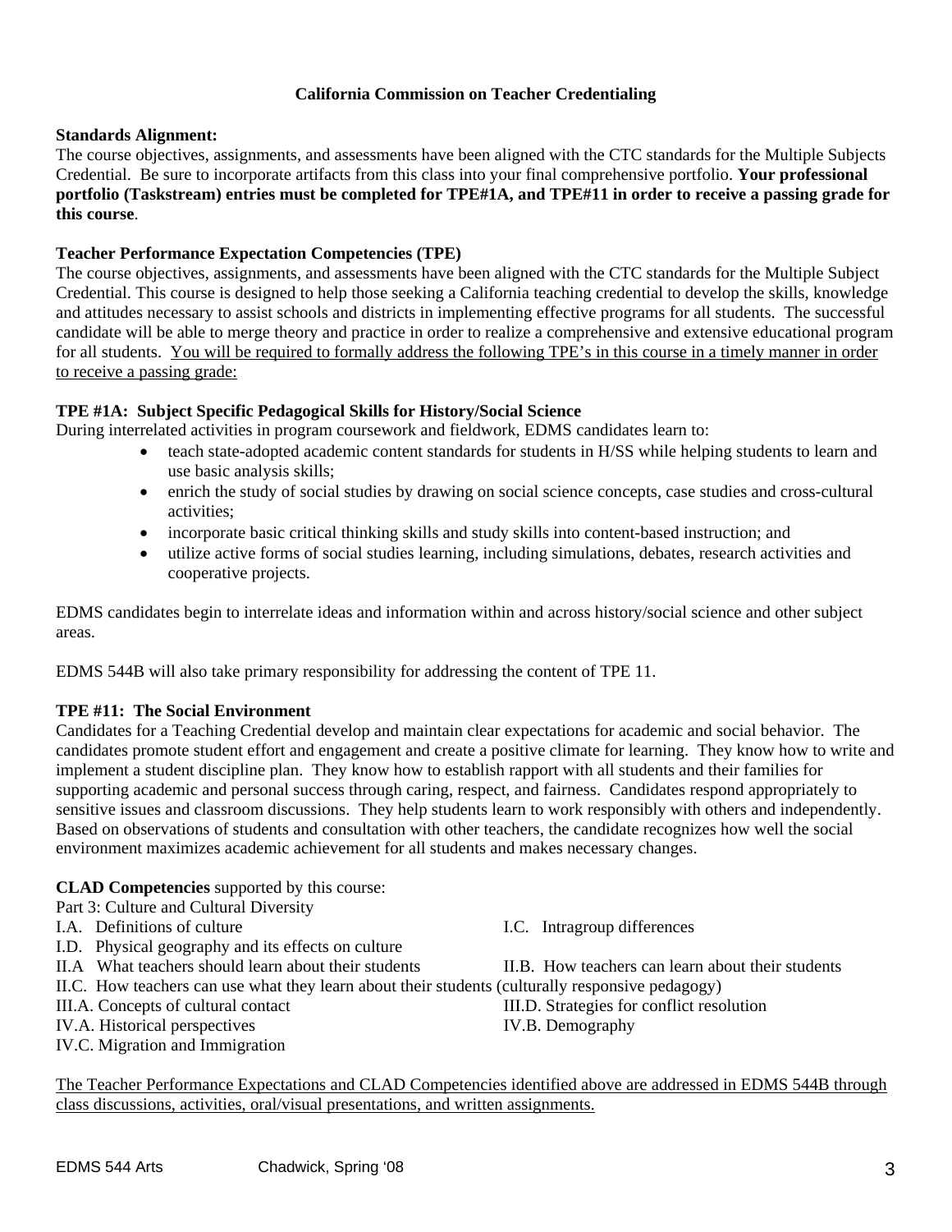## California Commission on Teacher Credentialing

**Standards Alignment:**
The course objectives, assignments, and assessments have been aligned with the CTC standards for the Multiple Subjects Credential. Be sure to incorporate artifacts from this class into your final comprehensive portfolio. **Your professional portfolio (Taskstream) entries must be completed for TPE#1A, and TPE#11 in order to receive a passing grade for this course**.

**Teacher Performance Expectation Competencies (TPE)**
The course objectives, assignments, and assessments have been aligned with the CTC standards for the Multiple Subject Credential. This course is designed to help those seeking a California teaching credential to develop the skills, knowledge and attitudes necessary to assist schools and districts in implementing effective programs for all students. The successful candidate will be able to merge theory and practice in order to realize a comprehensive and extensive educational program for all students. <u>You will be required to formally address the following TPE's in this course in a timely manner in order to receive a passing grade:</u>

**TPE #1A: Subject Specific Pedagogical Skills for History/Social Science**
During interrelated activities in program coursework and fieldwork, EDMS candidates learn to:

- teach state-adopted academic content standards for students in H/SS while helping students to learn and use basic analysis skills;
- enrich the study of social studies by drawing on social science concepts, case studies and cross-cultural activities;
- incorporate basic critical thinking skills and study skills into content-based instruction; and
- utilize active forms of social studies learning, including simulations, debates, research activities and cooperative projects.

EDMS candidates begin to interrelate ideas and information within and across history/social science and other subject areas.

EDMS 544B will also take primary responsibility for addressing the content of TPE 11.

**TPE #11: The Social Environment**
Candidates for a Teaching Credential develop and maintain clear expectations for academic and social behavior. The candidates promote student effort and engagement and create a positive climate for learning. They know how to write and implement a student discipline plan. They know how to establish rapport with all students and their families for supporting academic and personal success through caring, respect, and fairness. Candidates respond appropriately to sensitive issues and classroom discussions. They help students learn to work responsibly with others and independently. Based on observations of students and consultation with other teachers, the candidate recognizes how well the social environment maximizes academic achievement for all students and makes necessary changes.

**CLAD Competencies** supported by this course:
Part 3: Culture and Cultural Diversity

I.A. Definitions of culture
I.C. Intragroup differences
I.D. Physical geography and its effects on culture
II.A What teachers should learn about their students
II.B. How teachers can learn about their students
II.C. How teachers can use what they learn about their students (culturally responsive pedagogy)
III.A. Concepts of cultural contact
III.D. Strategies for conflict resolution
IV.A. Historical perspectives
IV.B. Demography
IV.C. Migration and Immigration

<u>The Teacher Performance Expectations and CLAD Competencies identified above are addressed in EDMS 544B through class discussions, activities, oral/visual presentations, and written assignments.</u>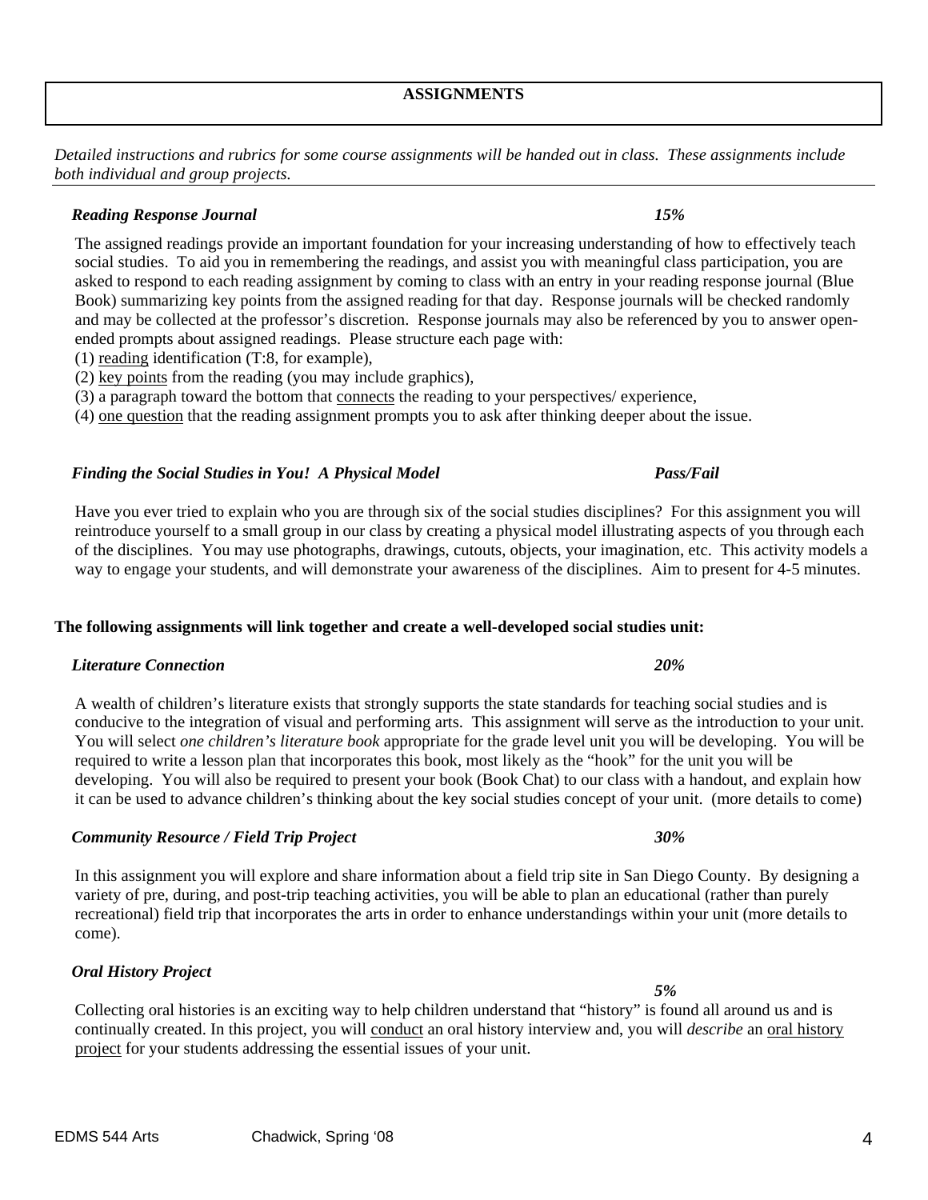## ASSIGNMENTS

*Detailed instructions and rubrics for some course assignments will be handed out in class. These assignments include both individual and group projects.*

***Reading Response Journal*** ***15%***

The assigned readings provide an important foundation for your increasing understanding of how to effectively teach social studies. To aid you in remembering the readings, and assist you with meaningful class participation, you are asked to respond to each reading assignment by coming to class with an entry in your reading response journal (Blue Book) summarizing key points from the assigned reading for that day. Response journals will be checked randomly and may be collected at the professor's discretion. Response journals may also be referenced by you to answer open-ended prompts about assigned readings. Please structure each page with:

(1) reading identification (T:8, for example),
(2) key points from the reading (you may include graphics),
(3) a paragraph toward the bottom that connects the reading to your perspectives/ experience,
(4) one question that the reading assignment prompts you to ask after thinking deeper about the issue.

***Finding the Social Studies in You! A Physical Model*** ***Pass/Fail***

Have you ever tried to explain who you are through six of the social studies disciplines? For this assignment you will reintroduce yourself to a small group in our class by creating a physical model illustrating aspects of you through each of the disciplines. You may use photographs, drawings, cutouts, objects, your imagination, etc. This activity models a way to engage your students, and will demonstrate your awareness of the disciplines. Aim to present for 4-5 minutes.

**The following assignments will link together and create a well-developed social studies unit:**

***Literature Connection*** ***20%***

A wealth of children's literature exists that strongly supports the state standards for teaching social studies and is conducive to the integration of visual and performing arts. This assignment will serve as the introduction to your unit. You will select *one children's literature book* appropriate for the grade level unit you will be developing. You will be required to write a lesson plan that incorporates this book, most likely as the "hook" for the unit you will be developing. You will also be required to present your book (Book Chat) to our class with a handout, and explain how it can be used to advance children's thinking about the key social studies concept of your unit. (more details to come)

***Community Resource / Field Trip Project*** ***30%***

In this assignment you will explore and share information about a field trip site in San Diego County. By designing a variety of pre, during, and post-trip teaching activities, you will be able to plan an educational (rather than purely recreational) field trip that incorporates the arts in order to enhance understandings within your unit (more details to come).

***Oral History Project*** ***5%***

Collecting oral histories is an exciting way to help children understand that "history" is found all around us and is continually created. In this project, you will conduct an oral history interview and, you will *describe* an oral history project for your students addressing the essential issues of your unit.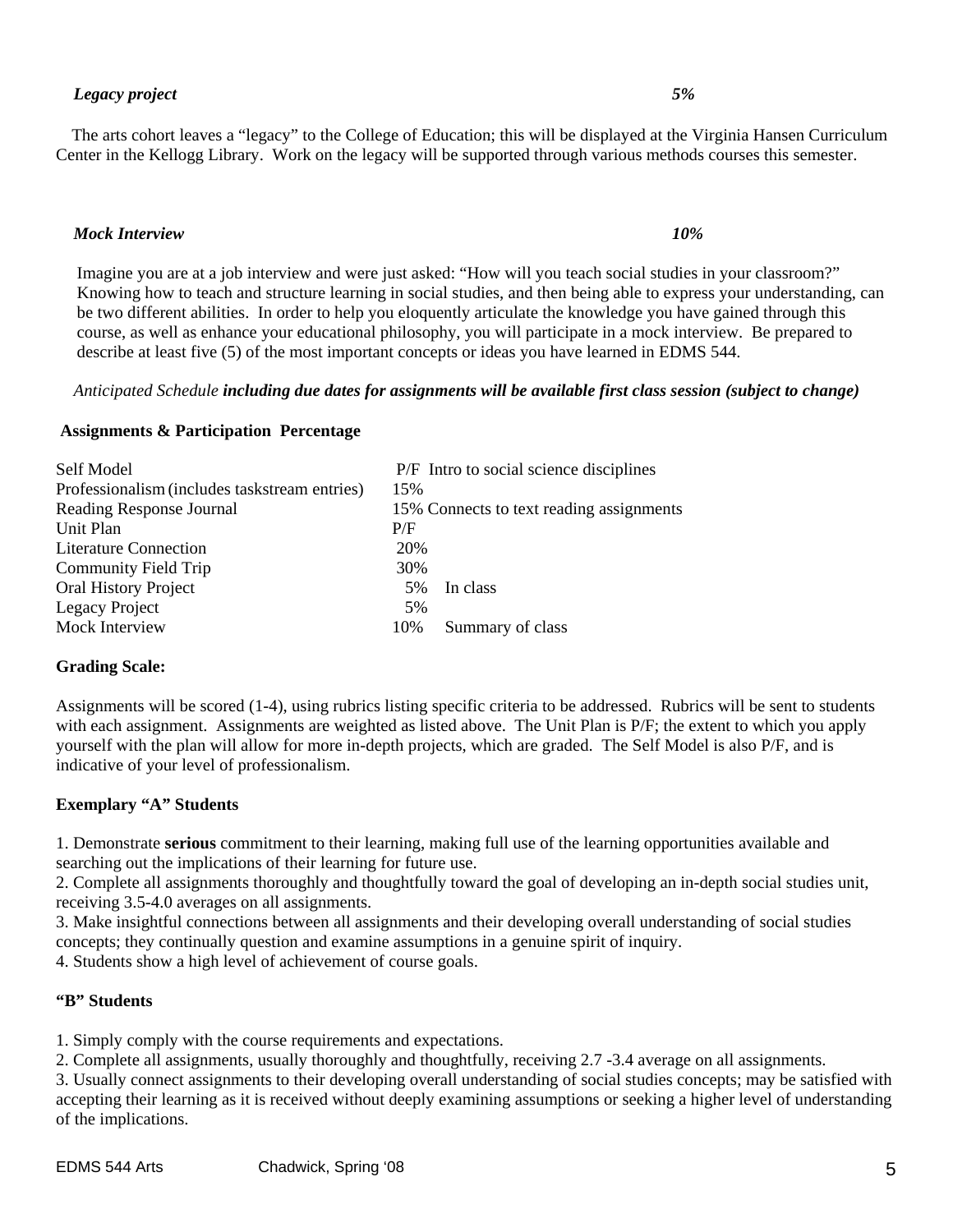***Legacy project*** ***5%***

The arts cohort leaves a "legacy" to the College of Education; this will be displayed at the Virginia Hansen Curriculum Center in the Kellogg Library. Work on the legacy will be supported through various methods courses this semester.

***Mock Interview*** ***10%***

Imagine you are at a job interview and were just asked: "How will you teach social studies in your classroom?" Knowing how to teach and structure learning in social studies, and then being able to express your understanding, can be two different abilities. In order to help you eloquently articulate the knowledge you have gained through this course, as well as enhance your educational philosophy, you will participate in a mock interview. Be prepared to describe at least five (5) of the most important concepts or ideas you have learned in EDMS 544.

*Anticipated Schedule* ***including due dates for assignments will be available first class session (subject to change)***

**Assignments & Participation Percentage**

| | | |
|---|---|---|
| Self Model | P/F | Intro to social science disciplines |
| Professionalism (includes taskstream entries) | 15% | |
| Reading Response Journal | 15% | Connects to text reading assignments |
| Unit Plan | P/F | |
| Literature Connection | 20% | |
| Community Field Trip | 30% | |
| Oral History Project | 5% | In class |
| Legacy Project | 5% | |
| Mock Interview | 10% | Summary of class |

**Grading Scale:**

Assignments will be scored (1-4), using rubrics listing specific criteria to be addressed. Rubrics will be sent to students with each assignment. Assignments are weighted as listed above. The Unit Plan is P/F; the extent to which you apply yourself with the plan will allow for more in-depth projects, which are graded. The Self Model is also P/F, and is indicative of your level of professionalism.

**Exemplary "A" Students**

1. Demonstrate **serious** commitment to their learning, making full use of the learning opportunities available and searching out the implications of their learning for future use.
2. Complete all assignments thoroughly and thoughtfully toward the goal of developing an in-depth social studies unit, receiving 3.5-4.0 averages on all assignments.
3. Make insightful connections between all assignments and their developing overall understanding of social studies concepts; they continually question and examine assumptions in a genuine spirit of inquiry.
4. Students show a high level of achievement of course goals.

**"B" Students**

1. Simply comply with the course requirements and expectations.
2. Complete all assignments, usually thoroughly and thoughtfully, receiving 2.7 -3.4 average on all assignments.
3. Usually connect assignments to their developing overall understanding of social studies concepts; may be satisfied with accepting their learning as it is received without deeply examining assumptions or seeking a higher level of understanding of the implications.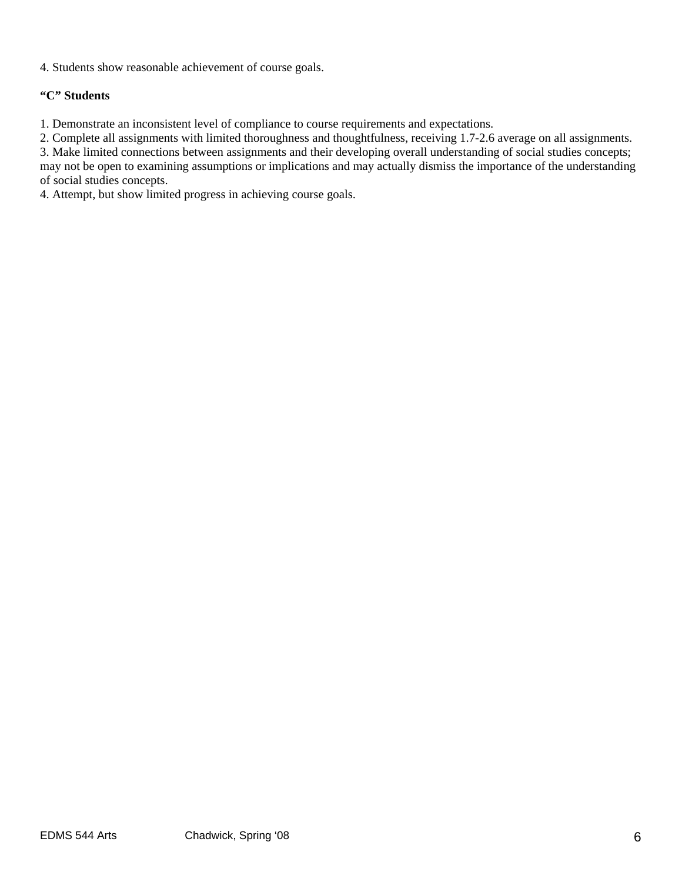4. Students show reasonable achievement of course goals.

**"C" Students**

1. Demonstrate an inconsistent level of compliance to course requirements and expectations.
2. Complete all assignments with limited thoroughness and thoughtfulness, receiving 1.7-2.6 average on all assignments.
3. Make limited connections between assignments and their developing overall understanding of social studies concepts; may not be open to examining assumptions or implications and may actually dismiss the importance of the understanding of social studies concepts.
4. Attempt, but show limited progress in achieving course goals.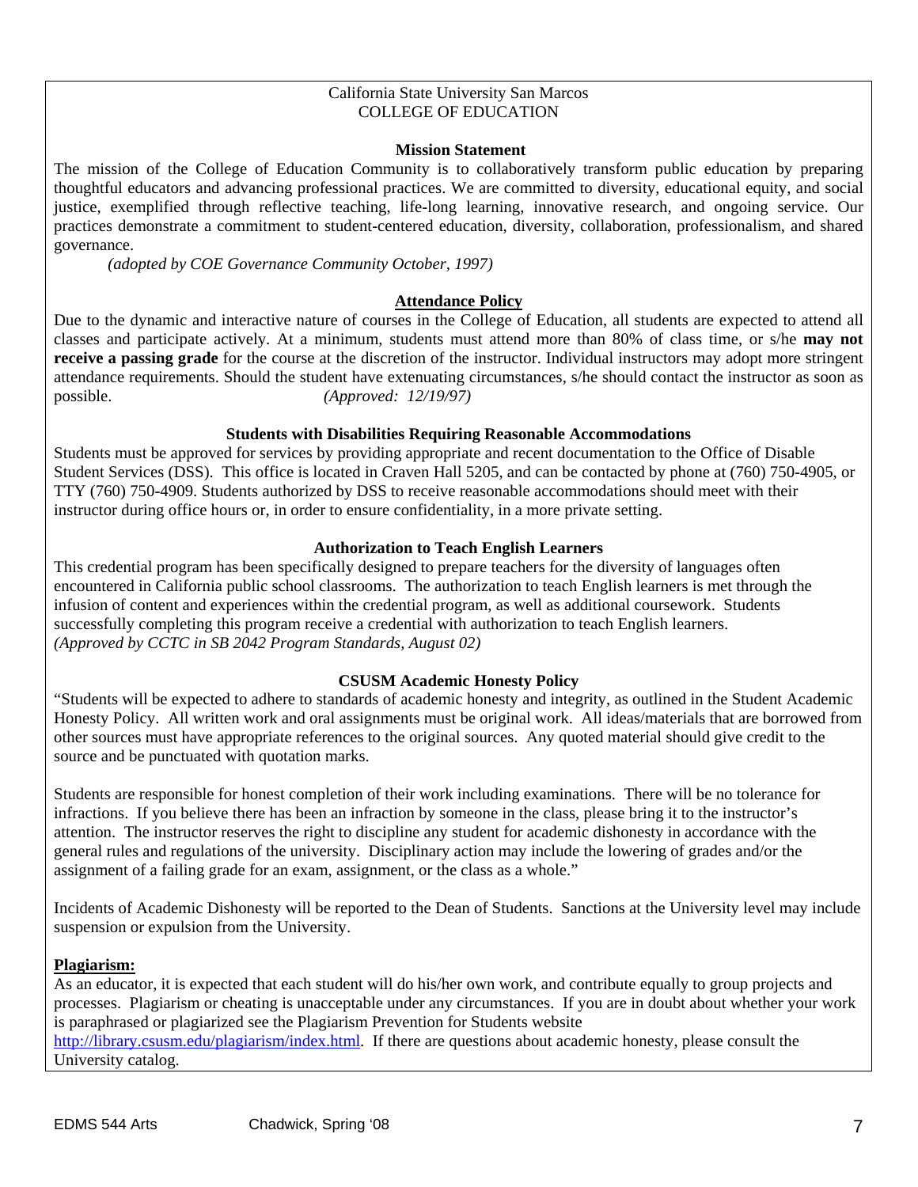California State University San Marcos
COLLEGE OF EDUCATION

### Mission Statement

The mission of the College of Education Community is to collaboratively transform public education by preparing thoughtful educators and advancing professional practices. We are committed to diversity, educational equity, and social justice, exemplified through reflective teaching, life-long learning, innovative research, and ongoing service. Our practices demonstrate a commitment to student-centered education, diversity, collaboration, professionalism, and shared governance.

*(adopted by COE Governance Community October, 1997)*

### Attendance Policy

Due to the dynamic and interactive nature of courses in the College of Education, all students are expected to attend all classes and participate actively. At a minimum, students must attend more than 80% of class time, or s/he **may not receive a passing grade** for the course at the discretion of the instructor. Individual instructors may adopt more stringent attendance requirements. Should the student have extenuating circumstances, s/he should contact the instructor as soon as possible. *(Approved: 12/19/97)*

### Students with Disabilities Requiring Reasonable Accommodations

Students must be approved for services by providing appropriate and recent documentation to the Office of Disable Student Services (DSS). This office is located in Craven Hall 5205, and can be contacted by phone at (760) 750-4905, or TTY (760) 750-4909. Students authorized by DSS to receive reasonable accommodations should meet with their instructor during office hours or, in order to ensure confidentiality, in a more private setting.

### Authorization to Teach English Learners

This credential program has been specifically designed to prepare teachers for the diversity of languages often encountered in California public school classrooms. The authorization to teach English learners is met through the infusion of content and experiences within the credential program, as well as additional coursework. Students successfully completing this program receive a credential with authorization to teach English learners.
*(Approved by CCTC in SB 2042 Program Standards, August 02)*

### CSUSM Academic Honesty Policy

"Students will be expected to adhere to standards of academic honesty and integrity, as outlined in the Student Academic Honesty Policy. All written work and oral assignments must be original work. All ideas/materials that are borrowed from other sources must have appropriate references to the original sources. Any quoted material should give credit to the source and be punctuated with quotation marks.

Students are responsible for honest completion of their work including examinations. There will be no tolerance for infractions. If you believe there has been an infraction by someone in the class, please bring it to the instructor's attention. The instructor reserves the right to discipline any student for academic dishonesty in accordance with the general rules and regulations of the university. Disciplinary action may include the lowering of grades and/or the assignment of a failing grade for an exam, assignment, or the class as a whole."

Incidents of Academic Dishonesty will be reported to the Dean of Students. Sanctions at the University level may include suspension or expulsion from the University.

**Plagiarism:**

As an educator, it is expected that each student will do his/her own work, and contribute equally to group projects and processes. Plagiarism or cheating is unacceptable under any circumstances. If you are in doubt about whether your work is paraphrased or plagiarized see the Plagiarism Prevention for Students website http://library.csusm.edu/plagiarism/index.html. If there are questions about academic honesty, please consult the University catalog.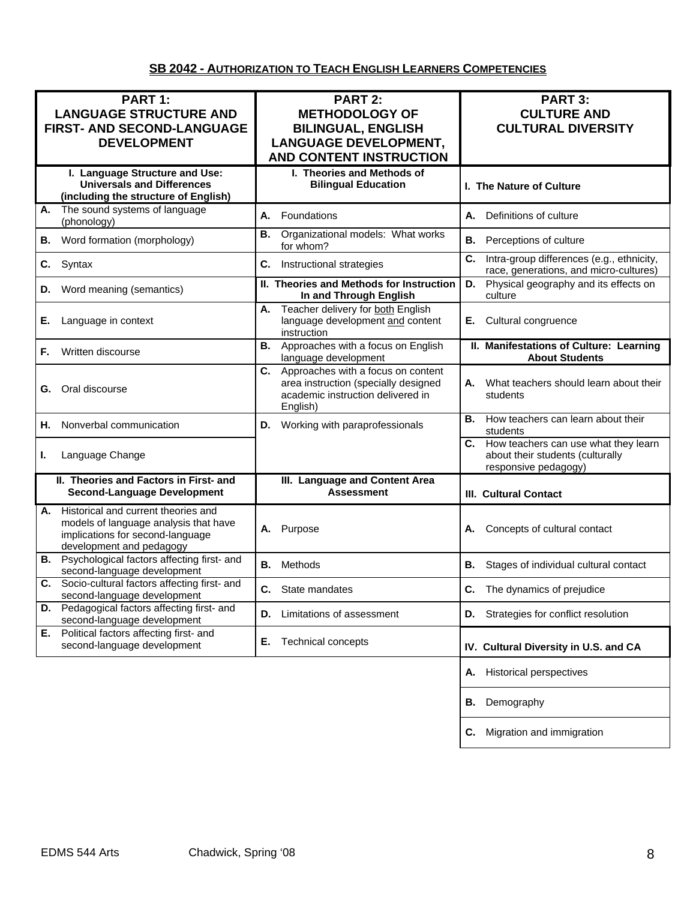## SB 2042 - AUTHORIZATION TO TEACH ENGLISH LEARNERS COMPETENCIES

| PART 1: LANGUAGE STRUCTURE AND FIRST- AND SECOND-LANGUAGE DEVELOPMENT | PART 2: METHODOLOGY OF BILINGUAL, ENGLISH LANGUAGE DEVELOPMENT, AND CONTENT INSTRUCTION | PART 3: CULTURE AND CULTURAL DIVERSITY |
|---|---|---|
| **I. Language Structure and Use: Universals and Differences (including the structure of English)** | **I. Theories and Methods of Bilingual Education** | **I. The Nature of Culture** |
| **A.** The sound systems of language (phonology) | **A.** Foundations | **A.** Definitions of culture |
| **B.** Word formation (morphology) | **B.** Organizational models: What works for whom? | **B.** Perceptions of culture |
| **C.** Syntax | **C.** Instructional strategies | **C.** Intra-group differences (e.g., ethnicity, race, generations, and micro-cultures) |
| **D.** Word meaning (semantics) | **II. Theories and Methods for Instruction In and Through English** | **D.** Physical geography and its effects on culture |
| **E.** Language in context | **A.** Teacher delivery for both English language development and content instruction | **E.** Cultural congruence |
| **F.** Written discourse | **B.** Approaches with a focus on English language development | **II. Manifestations of Culture: Learning About Students** |
| **G.** Oral discourse | **C.** Approaches with a focus on content area instruction (specially designed academic instruction delivered in English) | **A.** What teachers should learn about their students |
| **H.** Nonverbal communication | **D.** Working with paraprofessionals | **B.** How teachers can learn about their students |
| **I.** Language Change | | **C.** How teachers can use what they learn about their students (culturally responsive pedagogy) |
| **II. Theories and Factors in First- and Second-Language Development** | **III. Language and Content Area Assessment** | **III. Cultural Contact** |
| **A.** Historical and current theories and models of language analysis that have implications for second-language development and pedagogy | **A.** Purpose | **A.** Concepts of cultural contact |
| **B.** Psychological factors affecting first- and second-language development | **B.** Methods | **B.** Stages of individual cultural contact |
| **C.** Socio-cultural factors affecting first- and second-language development | **C.** State mandates | **C.** The dynamics of prejudice |
| **D.** Pedagogical factors affecting first- and second-language development | **D.** Limitations of assessment | **D.** Strategies for conflict resolution |
| **E.** Political factors affecting first- and second-language development | **E.** Technical concepts | **IV. Cultural Diversity in U.S. and CA** |
| | | **A.** Historical perspectives |
| | | **B.** Demography |
| | | **C.** Migration and immigration |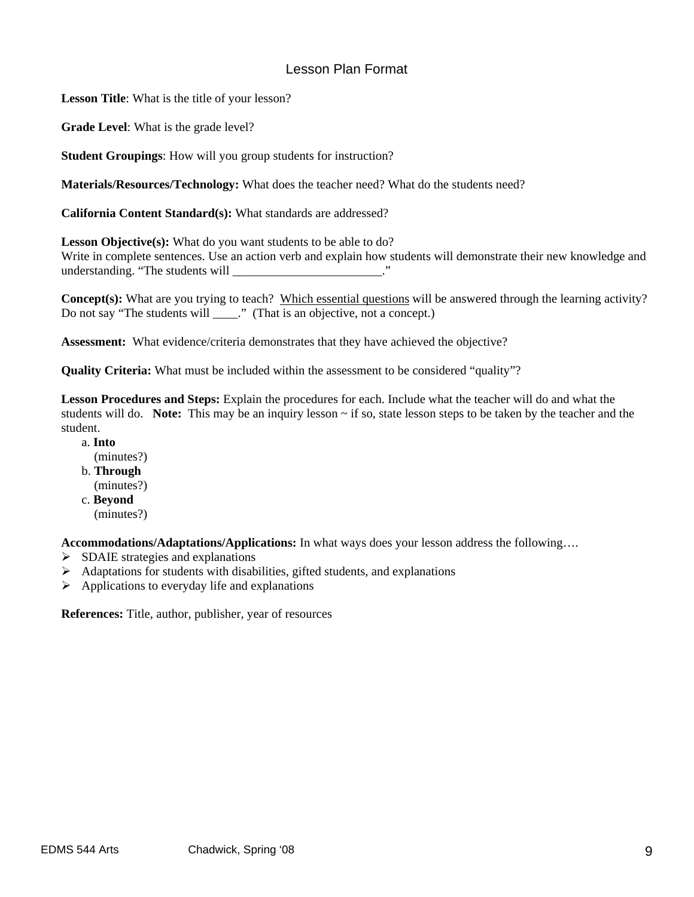# Lesson Plan Format

**Lesson Title**: What is the title of your lesson?

**Grade Level**: What is the grade level?

**Student Groupings**: How will you group students for instruction?

**Materials/Resources/Technology:** What does the teacher need? What do the students need?

**California Content Standard(s):** What standards are addressed?

**Lesson Objective(s):** What do you want students to be able to do?
Write in complete sentences. Use an action verb and explain how students will demonstrate their new knowledge and understanding. "The students will ________________________."

**Concept(s):** What are you trying to teach? <u>Which essential questions</u> will be answered through the learning activity? Do not say "The students will ____." (That is an objective, not a concept.)

**Assessment:** What evidence/criteria demonstrates that they have achieved the objective?

**Quality Criteria:** What must be included within the assessment to be considered "quality"?

**Lesson Procedures and Steps:** Explain the procedures for each. Include what the teacher will do and what the students will do. **Note:** This may be an inquiry lesson ~ if so, state lesson steps to be taken by the teacher and the student.

a. **Into**
   (minutes?)
b. **Through**
   (minutes?)
c. **Beyond**
   (minutes?)

**Accommodations/Adaptations/Applications:** In what ways does your lesson address the following….

- SDAIE strategies and explanations
- Adaptations for students with disabilities, gifted students, and explanations
- Applications to everyday life and explanations

**References:** Title, author, publisher, year of resources